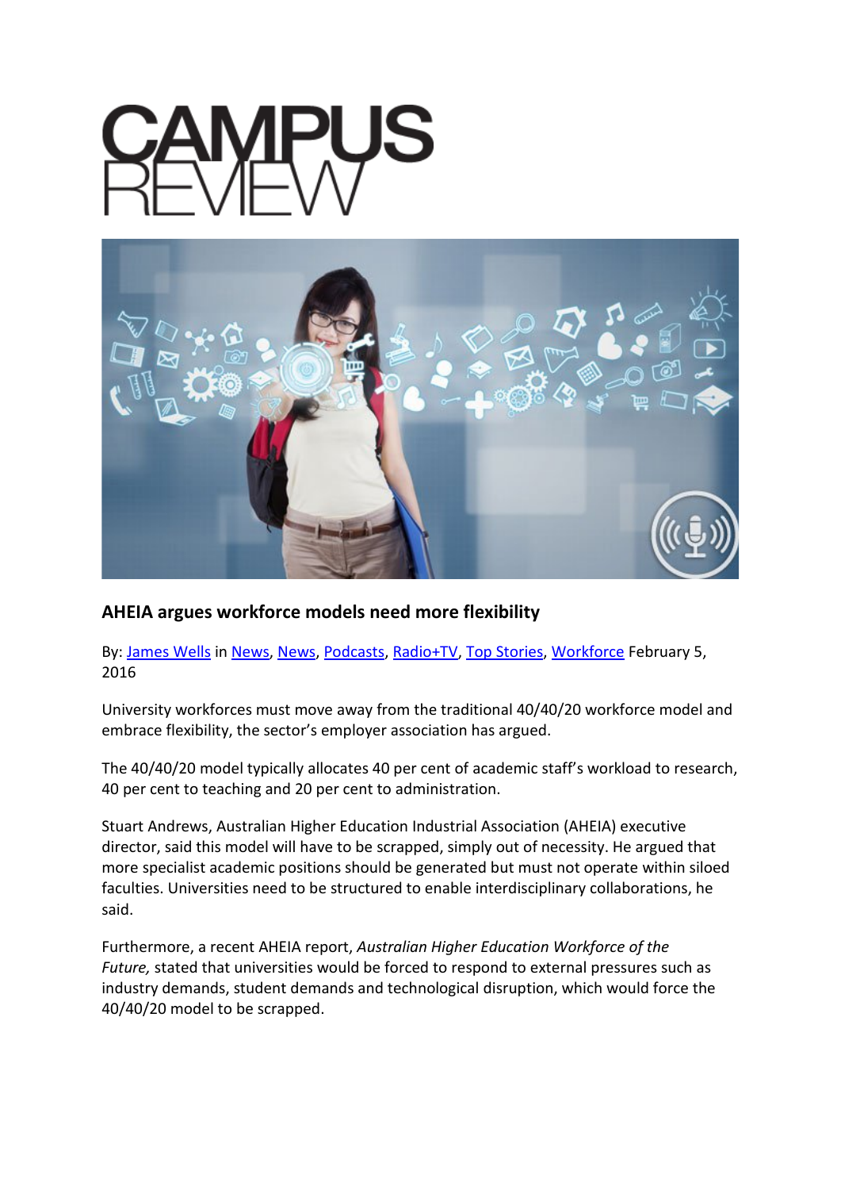# CAMPUS REVIEW

## AHEIA argues workforce models need more flexibility

By: James Wells in News, News, Podcasts, Radio+TV, Top Stories, Workforce February 5, 2016

University workforces must move away from the traditional 40/40/20 workforce model and embrace flexibility, the sector's employer association has argued.

The 40/40/20 model typically allocates 40 per cent of academic staff's workload to research, 40 per cent to teaching and 20 per cent to administration.

Stuart Andrews, Australian Higher Education Industrial Association (AHEIA) executive director, said this model will have to be scrapped, simply out of necessity. He argued that more specialist academic positions should be generated but must not operate within siloed faculties. Universities need to be structured to enable interdisciplinary collaborations, he said.

Furthermore, a recent AHEIA report, *Australian Higher Education Workforce of the Future,* stated that universities would be forced to respond to external pressures such as industry demands, student demands and technological disruption, which would force the 40/40/20 model to be scrapped.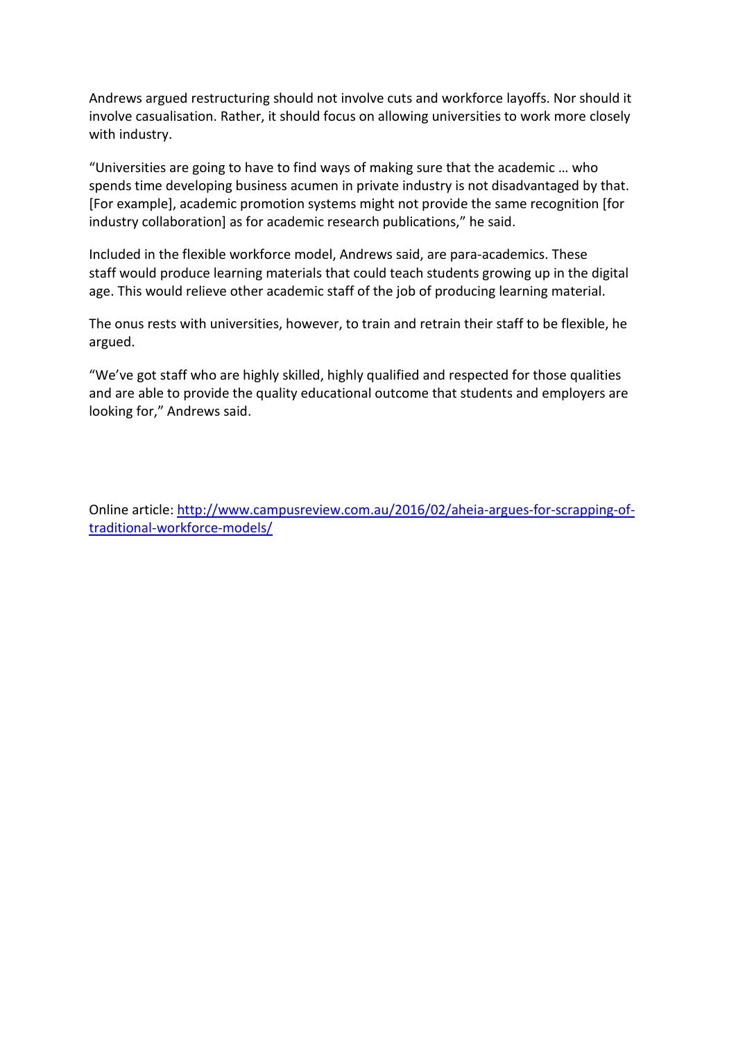Andrews argued restructuring should not involve cuts and workforce layoffs. Nor should it involve casualisation. Rather, it should focus on allowing universities to work more closely with industry.

"Universities are going to have to find ways of making sure that the academic … who spends time developing business acumen in private industry is not disadvantaged by that. [For example], academic promotion systems might not provide the same recognition [for industry collaboration] as for academic research publications," he said.

Included in the flexible workforce model, Andrews said, are para-academics. These staff would produce learning materials that could teach students growing up in the digital age. This would relieve other academic staff of the job of producing learning material.

The onus rests with universities, however, to train and retrain their staff to be flexible, he argued.

"We've got staff who are highly skilled, highly qualified and respected for those qualities and are able to provide the quality educational outcome that students and employers are looking for," Andrews said.

Online article: [http://www.campusreview.com.au/2016/02/aheia-argues-for-scrapping-of-traditional-workforce-models/](http://www.campusreview.com.au/2016/02/aheia-argues-for-scrapping-of-traditional-workforce-models/)